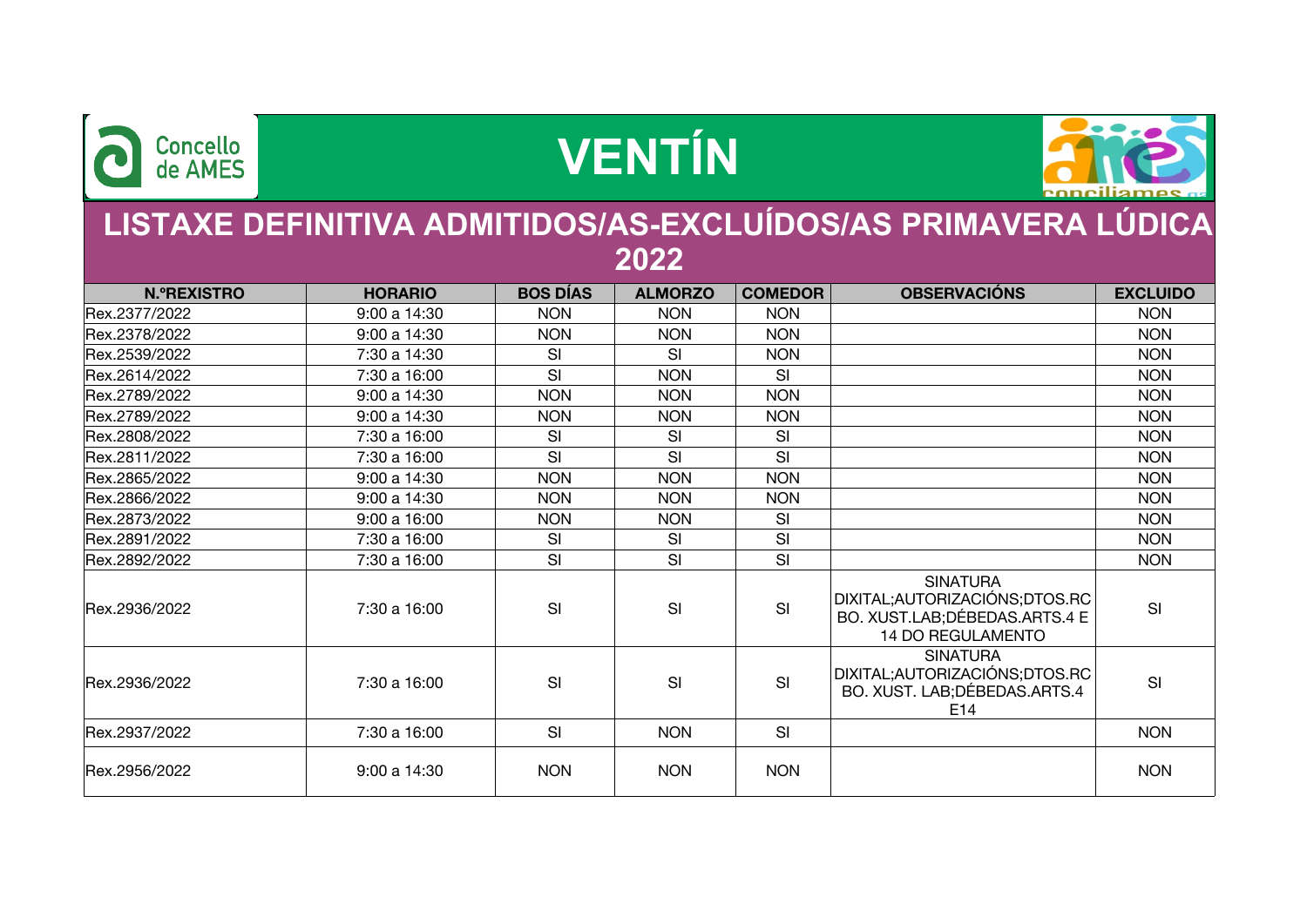Concello de AMES

# VENTÍN

## LISTAXE DEFINITIVA ADMITIDOS/AS-EXCLUÍDOS/AS PRIMAVERA LÚDICA 2022

| N.ºREXISTRO | HORARIO | BOS DÍAS | ALMORZO | COMEDOR | OBSERVACIÓNS | EXCLUIDO |
|---|---|---|---|---|---|---|
| Rex.2377/2022 | 9:00 a 14:30 | NON | NON | NON | | NON |
| Rex.2378/2022 | 9:00 a 14:30 | NON | NON | NON | | NON |
| Rex.2539/2022 | 7:30 a 14:30 | SI | SI | NON | | NON |
| Rex.2614/2022 | 7:30 a 16:00 | SI | NON | SI | | NON |
| Rex.2789/2022 | 9:00 a 14:30 | NON | NON | NON | | NON |
| Rex.2789/2022 | 9:00 a 14:30 | NON | NON | NON | | NON |
| Rex.2808/2022 | 7:30 a 16:00 | SI | SI | SI | | NON |
| Rex.2811/2022 | 7:30 a 16:00 | SI | SI | SI | | NON |
| Rex.2865/2022 | 9:00 a 14:30 | NON | NON | NON | | NON |
| Rex.2866/2022 | 9:00 a 14:30 | NON | NON | NON | | NON |
| Rex.2873/2022 | 9:00 a 16:00 | NON | NON | SI | | NON |
| Rex.2891/2022 | 7:30 a 16:00 | SI | SI | SI | | NON |
| Rex.2892/2022 | 7:30 a 16:00 | SI | SI | SI | | NON |
| Rex.2936/2022 | 7:30 a 16:00 | SI | SI | SI | SINATURA DIXITAL;AUTORIZACIÓNS;DTOS.RCBO. XUST.LAB;DÉBEDAS.ARTS.4 E 14 DO REGULAMENTO | SI |
| Rex.2936/2022 | 7:30 a 16:00 | SI | SI | SI | SINATURA DIXITAL;AUTORIZACIÓNS;DTOS.RCBO. XUST. LAB;DÉBEDAS.ARTS.4 E14 | SI |
| Rex.2937/2022 | 7:30 a 16:00 | SI | NON | SI | | NON |
| Rex.2956/2022 | 9:00 a 14:30 | NON | NON | NON | | NON |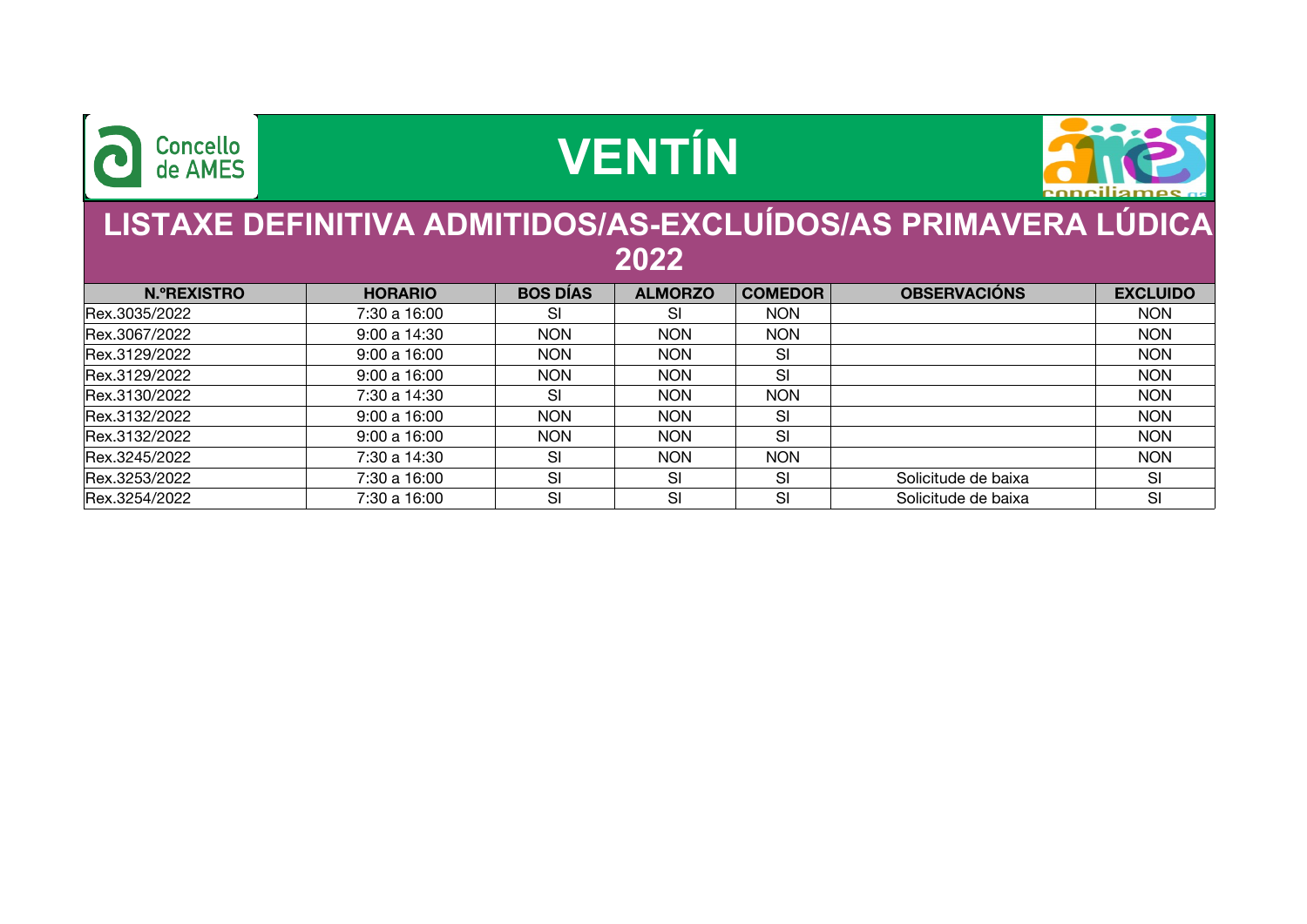Concello de AMES

# VENTÍN

conciliames

## LISTAXE DEFINITIVA ADMITIDOS/AS-EXCLUÍDOS/AS PRIMAVERA LÚDICA 2022

| N.ºREXISTRO | HORARIO | BOS DÍAS | ALMORZO | COMEDOR | OBSERVACIÓNS | EXCLUIDO |
|---|---|---|---|---|---|---|
| Rex.3035/2022 | 7:30 a 16:00 | SI | SI | NON | | NON |
| Rex.3067/2022 | 9:00 a 14:30 | NON | NON | NON | | NON |
| Rex.3129/2022 | 9:00 a 16:00 | NON | NON | SI | | NON |
| Rex.3129/2022 | 9:00 a 16:00 | NON | NON | SI | | NON |
| Rex.3130/2022 | 7:30 a 14:30 | SI | NON | NON | | NON |
| Rex.3132/2022 | 9:00 a 16:00 | NON | NON | SI | | NON |
| Rex.3132/2022 | 9:00 a 16:00 | NON | NON | SI | | NON |
| Rex.3245/2022 | 7:30 a 14:30 | SI | NON | NON | | NON |
| Rex.3253/2022 | 7:30 a 16:00 | SI | SI | SI | Solicitude de baixa | SI |
| Rex.3254/2022 | 7:30 a 16:00 | SI | SI | SI | Solicitude de baixa | SI |